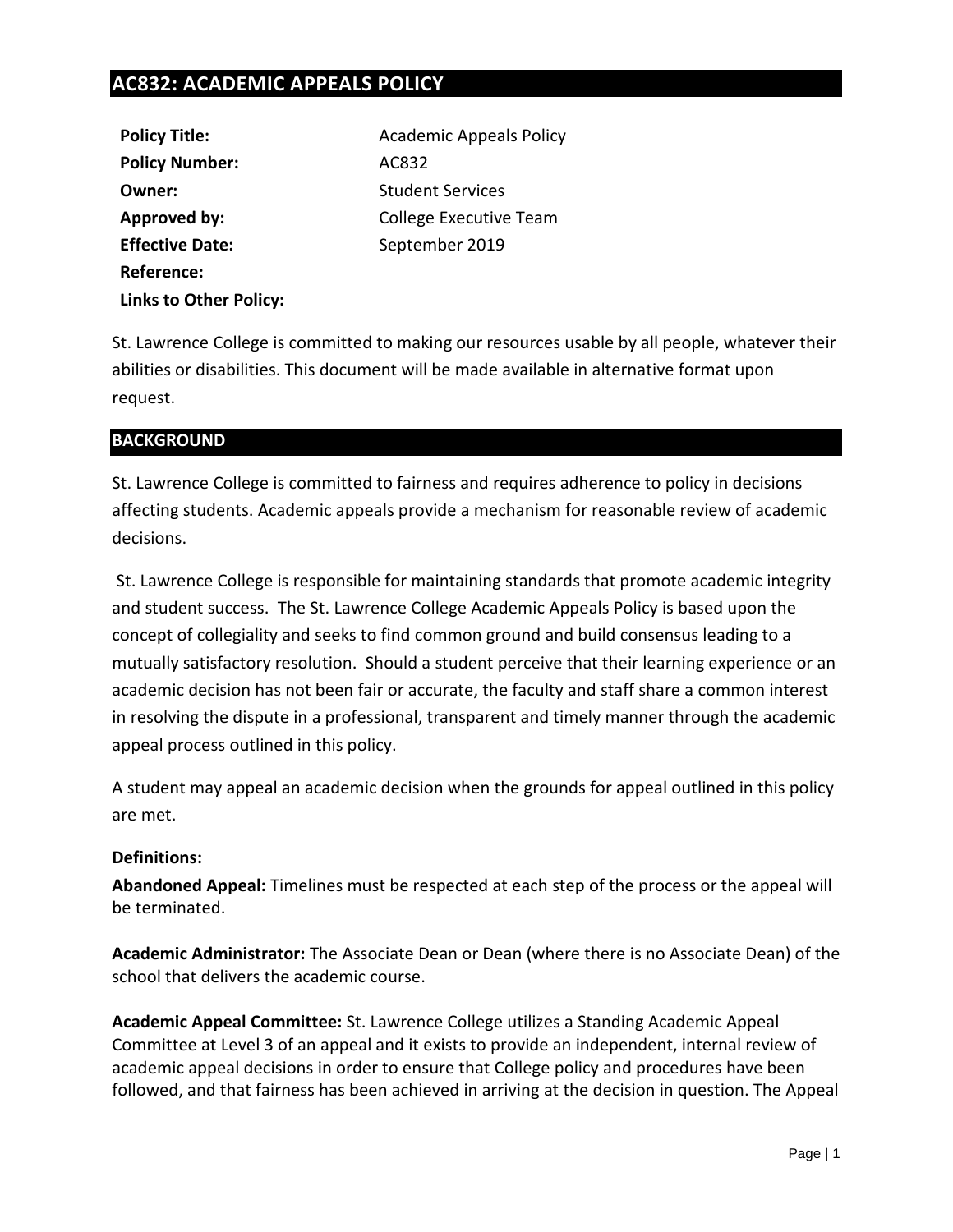# AC832: ACADEMIC APPEALS POLICY

| | |
|---|---|
| **Policy Title:** | Academic Appeals Policy |
| **Policy Number:** | AC832 |
| **Owner:** | Student Services |
| **Approved by:** | College Executive Team |
| **Effective Date:** | September 2019 |
| **Reference:** | |
| **Links to Other Policy:** | |

St. Lawrence College is committed to making our resources usable by all people, whatever their abilities or disabilities. This document will be made available in alternative format upon request.

## BACKGROUND

St. Lawrence College is committed to fairness and requires adherence to policy in decisions affecting students. Academic appeals provide a mechanism for reasonable review of academic decisions.

St. Lawrence College is responsible for maintaining standards that promote academic integrity and student success. The St. Lawrence College Academic Appeals Policy is based upon the concept of collegiality and seeks to find common ground and build consensus leading to a mutually satisfactory resolution. Should a student perceive that their learning experience or an academic decision has not been fair or accurate, the faculty and staff share a common interest in resolving the dispute in a professional, transparent and timely manner through the academic appeal process outlined in this policy.

A student may appeal an academic decision when the grounds for appeal outlined in this policy are met.

**Definitions:**

**Abandoned Appeal:** Timelines must be respected at each step of the process or the appeal will be terminated.

**Academic Administrator:** The Associate Dean or Dean (where there is no Associate Dean) of the school that delivers the academic course.

**Academic Appeal Committee:** St. Lawrence College utilizes a Standing Academic Appeal Committee at Level 3 of an appeal and it exists to provide an independent, internal review of academic appeal decisions in order to ensure that College policy and procedures have been followed, and that fairness has been achieved in arriving at the decision in question. The Appeal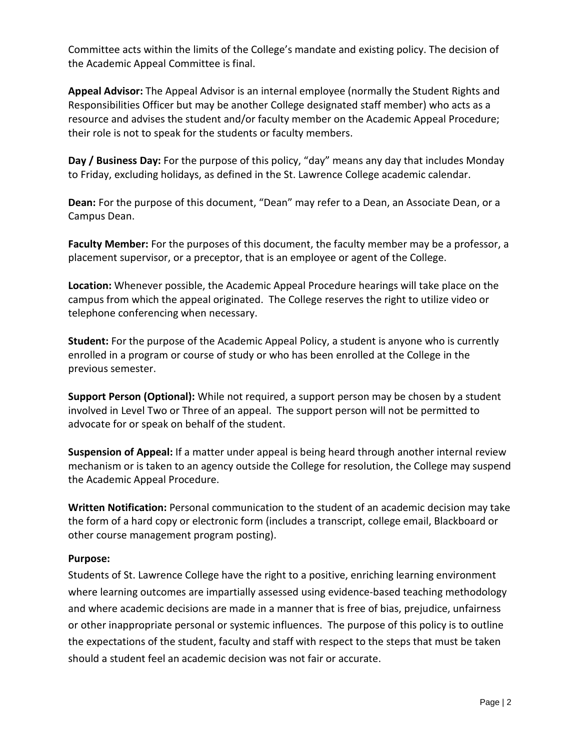Committee acts within the limits of the College's mandate and existing policy. The decision of the Academic Appeal Committee is final.

**Appeal Advisor:** The Appeal Advisor is an internal employee (normally the Student Rights and Responsibilities Officer but may be another College designated staff member) who acts as a resource and advises the student and/or faculty member on the Academic Appeal Procedure; their role is not to speak for the students or faculty members.

**Day / Business Day:** For the purpose of this policy, "day" means any day that includes Monday to Friday, excluding holidays, as defined in the St. Lawrence College academic calendar.

**Dean:** For the purpose of this document, "Dean" may refer to a Dean, an Associate Dean, or a Campus Dean.

**Faculty Member:** For the purposes of this document, the faculty member may be a professor, a placement supervisor, or a preceptor, that is an employee or agent of the College.

**Location:** Whenever possible, the Academic Appeal Procedure hearings will take place on the campus from which the appeal originated. The College reserves the right to utilize video or telephone conferencing when necessary.

**Student:** For the purpose of the Academic Appeal Policy, a student is anyone who is currently enrolled in a program or course of study or who has been enrolled at the College in the previous semester.

**Support Person (Optional):** While not required, a support person may be chosen by a student involved in Level Two or Three of an appeal. The support person will not be permitted to advocate for or speak on behalf of the student.

**Suspension of Appeal:** If a matter under appeal is being heard through another internal review mechanism or is taken to an agency outside the College for resolution, the College may suspend the Academic Appeal Procedure.

**Written Notification:** Personal communication to the student of an academic decision may take the form of a hard copy or electronic form (includes a transcript, college email, Blackboard or other course management program posting).

**Purpose:**

Students of St. Lawrence College have the right to a positive, enriching learning environment where learning outcomes are impartially assessed using evidence-based teaching methodology and where academic decisions are made in a manner that is free of bias, prejudice, unfairness or other inappropriate personal or systemic influences. The purpose of this policy is to outline the expectations of the student, faculty and staff with respect to the steps that must be taken should a student feel an academic decision was not fair or accurate.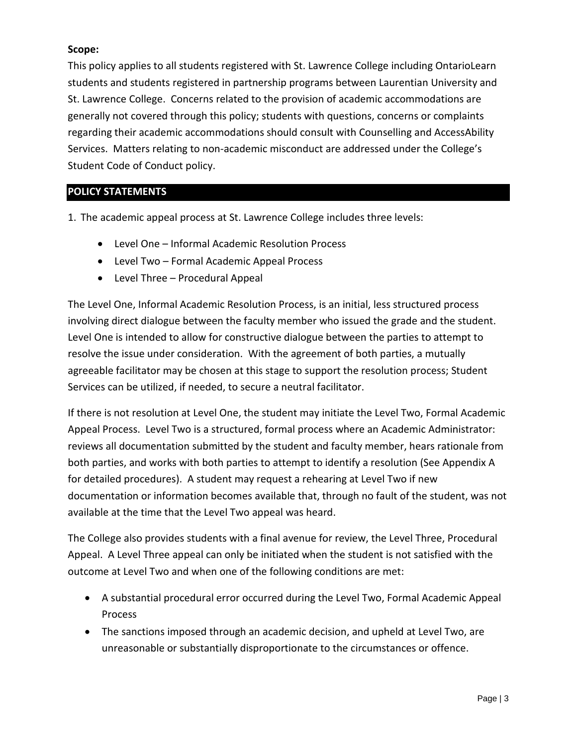**Scope:**

This policy applies to all students registered with St. Lawrence College including OntarioLearn students and students registered in partnership programs between Laurentian University and St. Lawrence College. Concerns related to the provision of academic accommodations are generally not covered through this policy; students with questions, concerns or complaints regarding their academic accommodations should consult with Counselling and AccessAbility Services. Matters relating to non-academic misconduct are addressed under the College's Student Code of Conduct policy.

## POLICY STATEMENTS

1. The academic appeal process at St. Lawrence College includes three levels:

- Level One – Informal Academic Resolution Process
- Level Two – Formal Academic Appeal Process
- Level Three – Procedural Appeal

The Level One, Informal Academic Resolution Process, is an initial, less structured process involving direct dialogue between the faculty member who issued the grade and the student. Level One is intended to allow for constructive dialogue between the parties to attempt to resolve the issue under consideration. With the agreement of both parties, a mutually agreeable facilitator may be chosen at this stage to support the resolution process; Student Services can be utilized, if needed, to secure a neutral facilitator.

If there is not resolution at Level One, the student may initiate the Level Two, Formal Academic Appeal Process. Level Two is a structured, formal process where an Academic Administrator: reviews all documentation submitted by the student and faculty member, hears rationale from both parties, and works with both parties to attempt to identify a resolution (See Appendix A for detailed procedures). A student may request a rehearing at Level Two if new documentation or information becomes available that, through no fault of the student, was not available at the time that the Level Two appeal was heard.

The College also provides students with a final avenue for review, the Level Three, Procedural Appeal. A Level Three appeal can only be initiated when the student is not satisfied with the outcome at Level Two and when one of the following conditions are met:

- A substantial procedural error occurred during the Level Two, Formal Academic Appeal Process
- The sanctions imposed through an academic decision, and upheld at Level Two, are unreasonable or substantially disproportionate to the circumstances or offence.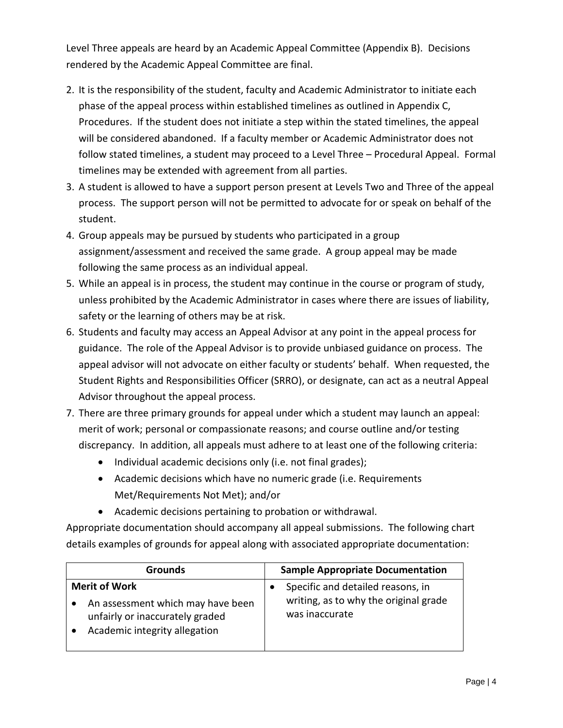Level Three appeals are heard by an Academic Appeal Committee (Appendix B). Decisions rendered by the Academic Appeal Committee are final.

2. It is the responsibility of the student, faculty and Academic Administrator to initiate each phase of the appeal process within established timelines as outlined in Appendix C, Procedures. If the student does not initiate a step within the stated timelines, the appeal will be considered abandoned. If a faculty member or Academic Administrator does not follow stated timelines, a student may proceed to a Level Three – Procedural Appeal. Formal timelines may be extended with agreement from all parties.
3. A student is allowed to have a support person present at Levels Two and Three of the appeal process. The support person will not be permitted to advocate for or speak on behalf of the student.
4. Group appeals may be pursued by students who participated in a group assignment/assessment and received the same grade. A group appeal may be made following the same process as an individual appeal.
5. While an appeal is in process, the student may continue in the course or program of study, unless prohibited by the Academic Administrator in cases where there are issues of liability, safety or the learning of others may be at risk.
6. Students and faculty may access an Appeal Advisor at any point in the appeal process for guidance. The role of the Appeal Advisor is to provide unbiased guidance on process. The appeal advisor will not advocate on either faculty or students' behalf. When requested, the Student Rights and Responsibilities Officer (SRRO), or designate, can act as a neutral Appeal Advisor throughout the appeal process.
7. There are three primary grounds for appeal under which a student may launch an appeal: merit of work; personal or compassionate reasons; and course outline and/or testing discrepancy. In addition, all appeals must adhere to at least one of the following criteria:
    - Individual academic decisions only (i.e. not final grades);
    - Academic decisions which have no numeric grade (i.e. Requirements Met/Requirements Not Met); and/or
    - Academic decisions pertaining to probation or withdrawal.

Appropriate documentation should accompany all appeal submissions. The following chart details examples of grounds for appeal along with associated appropriate documentation:

| Grounds | Sample Appropriate Documentation |
|---|---|
| **Merit of Work**<br>• An assessment which may have been unfairly or inaccurately graded<br>• Academic integrity allegation | • Specific and detailed reasons, in writing, as to why the original grade was inaccurate |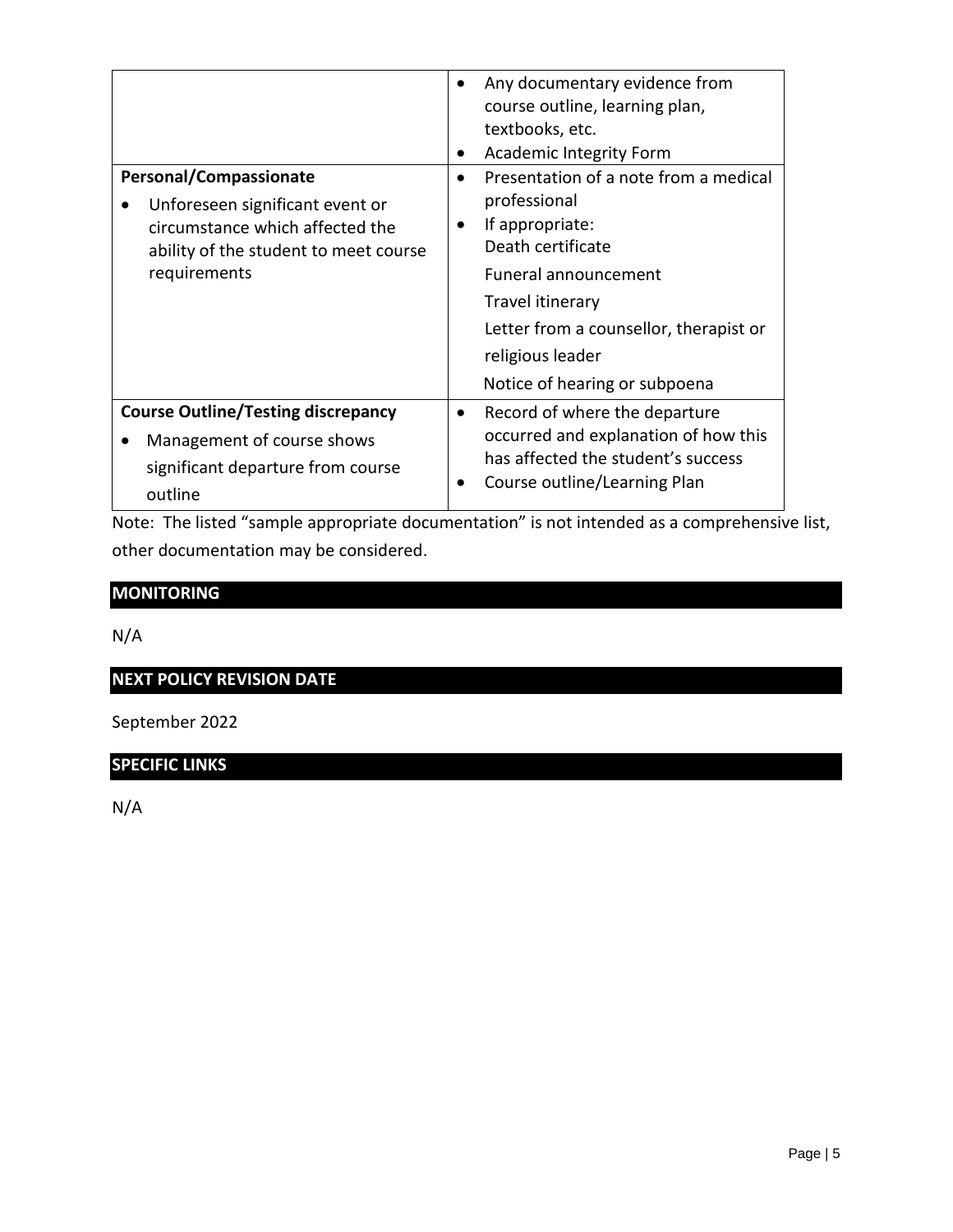| | |
|---|---|
| | • Any documentary evidence from course outline, learning plan, textbooks, etc.<br>• Academic Integrity Form |
| **Personal/Compassionate**<br>• Unforeseen significant event or circumstance which affected the ability of the student to meet course requirements | • Presentation of a note from a medical professional<br>• If appropriate:<br>Death certificate<br>Funeral announcement<br>Travel itinerary<br>Letter from a counsellor, therapist or religious leader<br>Notice of hearing or subpoena |
| **Course Outline/Testing discrepancy**<br>• Management of course shows significant departure from course outline | • Record of where the departure occurred and explanation of how this has affected the student's success<br>• Course outline/Learning Plan |

Note: The listed "sample appropriate documentation" is not intended as a comprehensive list, other documentation may be considered.

## MONITORING

N/A

## NEXT POLICY REVISION DATE

September 2022

## SPECIFIC LINKS

N/A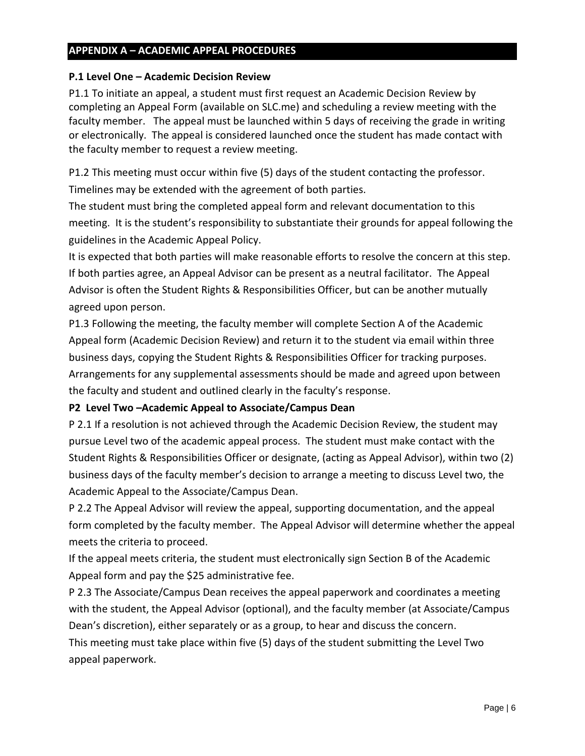## APPENDIX A – ACADEMIC APPEAL PROCEDURES

### P.1 Level One – Academic Decision Review

P1.1 To initiate an appeal, a student must first request an Academic Decision Review by completing an Appeal Form (available on SLC.me) and scheduling a review meeting with the faculty member. The appeal must be launched within 5 days of receiving the grade in writing or electronically. The appeal is considered launched once the student has made contact with the faculty member to request a review meeting.

P1.2 This meeting must occur within five (5) days of the student contacting the professor. Timelines may be extended with the agreement of both parties.

The student must bring the completed appeal form and relevant documentation to this meeting. It is the student's responsibility to substantiate their grounds for appeal following the guidelines in the Academic Appeal Policy.

It is expected that both parties will make reasonable efforts to resolve the concern at this step. If both parties agree, an Appeal Advisor can be present as a neutral facilitator. The Appeal Advisor is often the Student Rights & Responsibilities Officer, but can be another mutually agreed upon person.

P1.3 Following the meeting, the faculty member will complete Section A of the Academic Appeal form (Academic Decision Review) and return it to the student via email within three business days, copying the Student Rights & Responsibilities Officer for tracking purposes. Arrangements for any supplemental assessments should be made and agreed upon between the faculty and student and outlined clearly in the faculty's response.

### P2 Level Two –Academic Appeal to Associate/Campus Dean

P 2.1 If a resolution is not achieved through the Academic Decision Review, the student may pursue Level two of the academic appeal process. The student must make contact with the Student Rights & Responsibilities Officer or designate, (acting as Appeal Advisor), within two (2) business days of the faculty member's decision to arrange a meeting to discuss Level two, the Academic Appeal to the Associate/Campus Dean.

P 2.2 The Appeal Advisor will review the appeal, supporting documentation, and the appeal form completed by the faculty member. The Appeal Advisor will determine whether the appeal meets the criteria to proceed.

If the appeal meets criteria, the student must electronically sign Section B of the Academic Appeal form and pay the $25 administrative fee.

P 2.3 The Associate/Campus Dean receives the appeal paperwork and coordinates a meeting with the student, the Appeal Advisor (optional), and the faculty member (at Associate/Campus Dean's discretion), either separately or as a group, to hear and discuss the concern.

This meeting must take place within five (5) days of the student submitting the Level Two appeal paperwork.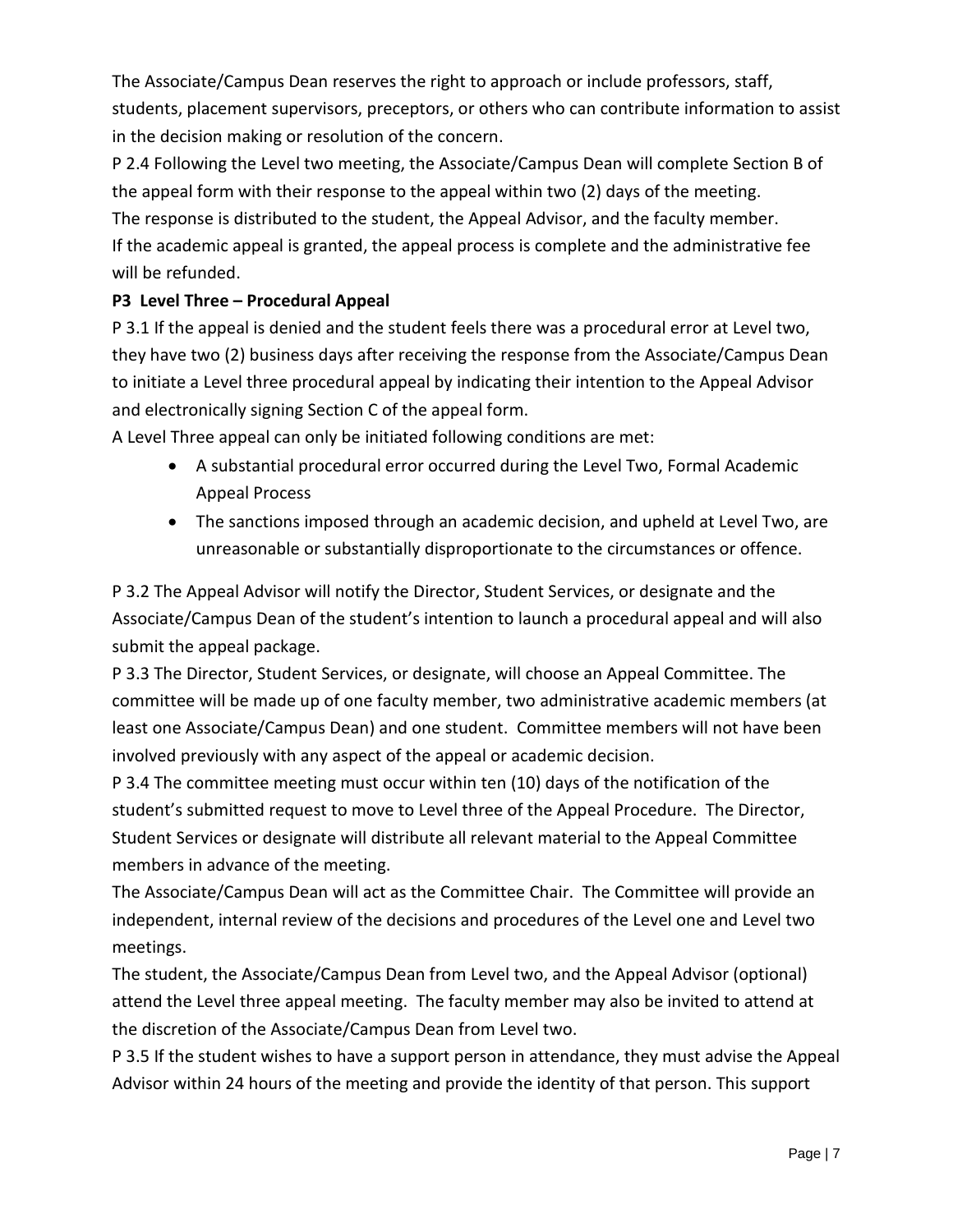The Associate/Campus Dean reserves the right to approach or include professors, staff, students, placement supervisors, preceptors, or others who can contribute information to assist in the decision making or resolution of the concern.

P 2.4 Following the Level two meeting, the Associate/Campus Dean will complete Section B of the appeal form with their response to the appeal within two (2) days of the meeting.

The response is distributed to the student, the Appeal Advisor, and the faculty member.

If the academic appeal is granted, the appeal process is complete and the administrative fee will be refunded.

**P3 Level Three – Procedural Appeal**

P 3.1 If the appeal is denied and the student feels there was a procedural error at Level two, they have two (2) business days after receiving the response from the Associate/Campus Dean to initiate a Level three procedural appeal by indicating their intention to the Appeal Advisor and electronically signing Section C of the appeal form.

A Level Three appeal can only be initiated following conditions are met:

- A substantial procedural error occurred during the Level Two, Formal Academic Appeal Process
- The sanctions imposed through an academic decision, and upheld at Level Two, are unreasonable or substantially disproportionate to the circumstances or offence.

P 3.2 The Appeal Advisor will notify the Director, Student Services, or designate and the Associate/Campus Dean of the student's intention to launch a procedural appeal and will also submit the appeal package.

P 3.3 The Director, Student Services, or designate, will choose an Appeal Committee. The committee will be made up of one faculty member, two administrative academic members (at least one Associate/Campus Dean) and one student. Committee members will not have been involved previously with any aspect of the appeal or academic decision.

P 3.4 The committee meeting must occur within ten (10) days of the notification of the student's submitted request to move to Level three of the Appeal Procedure. The Director, Student Services or designate will distribute all relevant material to the Appeal Committee members in advance of the meeting.

The Associate/Campus Dean will act as the Committee Chair. The Committee will provide an independent, internal review of the decisions and procedures of the Level one and Level two meetings.

The student, the Associate/Campus Dean from Level two, and the Appeal Advisor (optional) attend the Level three appeal meeting. The faculty member may also be invited to attend at the discretion of the Associate/Campus Dean from Level two.

P 3.5 If the student wishes to have a support person in attendance, they must advise the Appeal Advisor within 24 hours of the meeting and provide the identity of that person. This support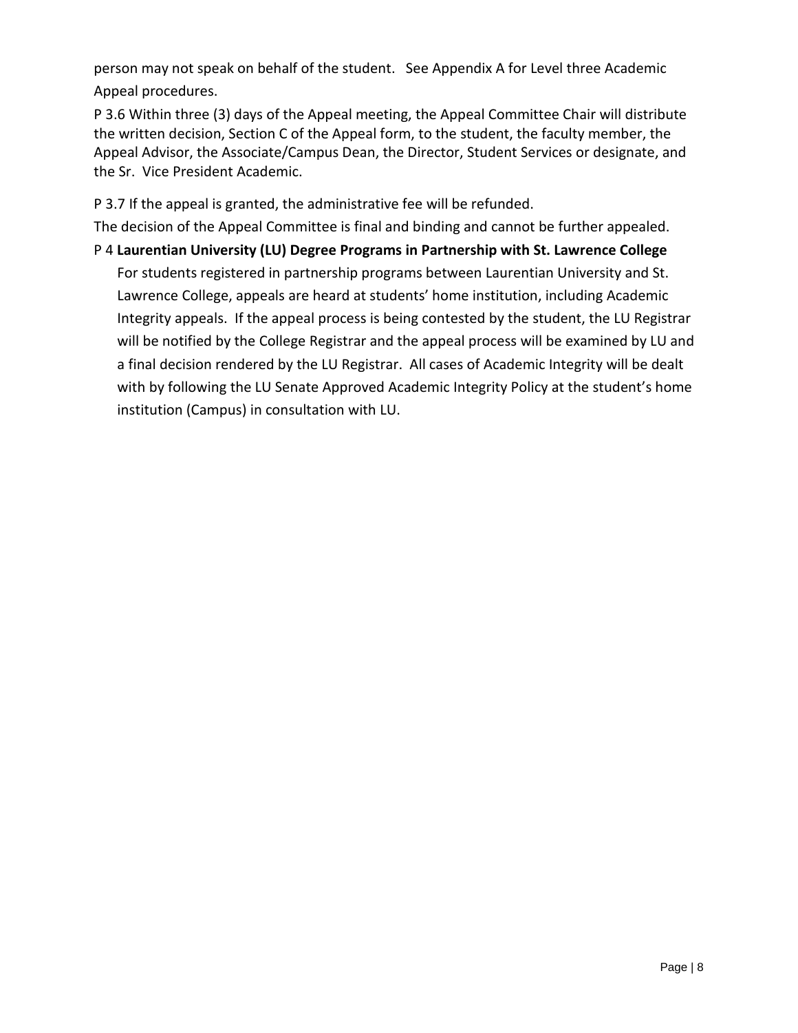person may not speak on behalf of the student. See Appendix A for Level three Academic Appeal procedures.

P 3.6 Within three (3) days of the Appeal meeting, the Appeal Committee Chair will distribute the written decision, Section C of the Appeal form, to the student, the faculty member, the Appeal Advisor, the Associate/Campus Dean, the Director, Student Services or designate, and the Sr. Vice President Academic.

P 3.7 If the appeal is granted, the administrative fee will be refunded.

The decision of the Appeal Committee is final and binding and cannot be further appealed.

P 4 **Laurentian University (LU) Degree Programs in Partnership with St. Lawrence College**

For students registered in partnership programs between Laurentian University and St. Lawrence College, appeals are heard at students' home institution, including Academic Integrity appeals. If the appeal process is being contested by the student, the LU Registrar will be notified by the College Registrar and the appeal process will be examined by LU and a final decision rendered by the LU Registrar. All cases of Academic Integrity will be dealt with by following the LU Senate Approved Academic Integrity Policy at the student's home institution (Campus) in consultation with LU.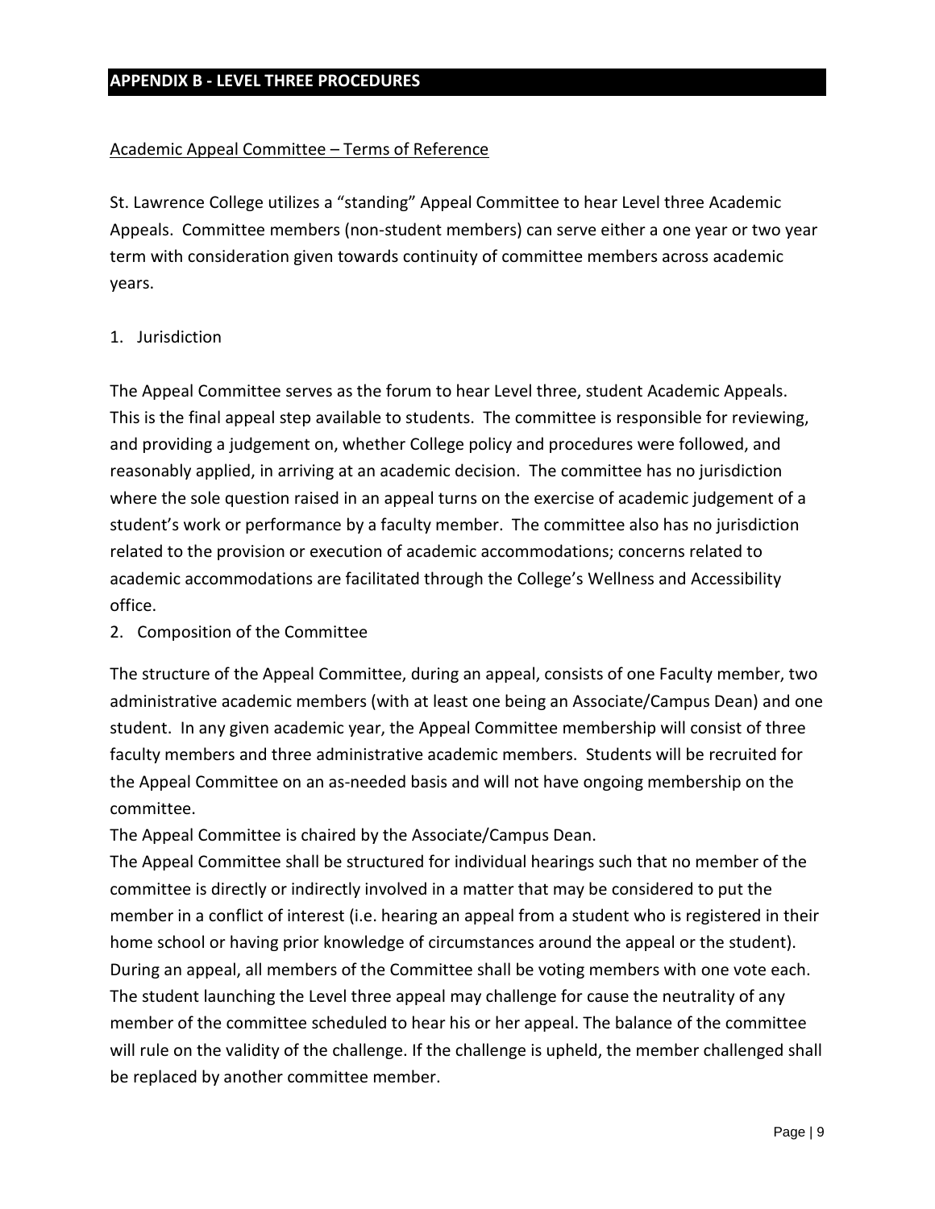## APPENDIX B - LEVEL THREE PROCEDURES

<u>Academic Appeal Committee – Terms of Reference</u>

St. Lawrence College utilizes a "standing" Appeal Committee to hear Level three Academic Appeals. Committee members (non-student members) can serve either a one year or two year term with consideration given towards continuity of committee members across academic years.

1. Jurisdiction

The Appeal Committee serves as the forum to hear Level three, student Academic Appeals. This is the final appeal step available to students. The committee is responsible for reviewing, and providing a judgement on, whether College policy and procedures were followed, and reasonably applied, in arriving at an academic decision. The committee has no jurisdiction where the sole question raised in an appeal turns on the exercise of academic judgement of a student's work or performance by a faculty member. The committee also has no jurisdiction related to the provision or execution of academic accommodations; concerns related to academic accommodations are facilitated through the College's Wellness and Accessibility office.

2. Composition of the Committee

The structure of the Appeal Committee, during an appeal, consists of one Faculty member, two administrative academic members (with at least one being an Associate/Campus Dean) and one student. In any given academic year, the Appeal Committee membership will consist of three faculty members and three administrative academic members. Students will be recruited for the Appeal Committee on an as-needed basis and will not have ongoing membership on the committee.

The Appeal Committee is chaired by the Associate/Campus Dean.

The Appeal Committee shall be structured for individual hearings such that no member of the committee is directly or indirectly involved in a matter that may be considered to put the member in a conflict of interest (i.e. hearing an appeal from a student who is registered in their home school or having prior knowledge of circumstances around the appeal or the student).

During an appeal, all members of the Committee shall be voting members with one vote each.

The student launching the Level three appeal may challenge for cause the neutrality of any member of the committee scheduled to hear his or her appeal. The balance of the committee will rule on the validity of the challenge. If the challenge is upheld, the member challenged shall be replaced by another committee member.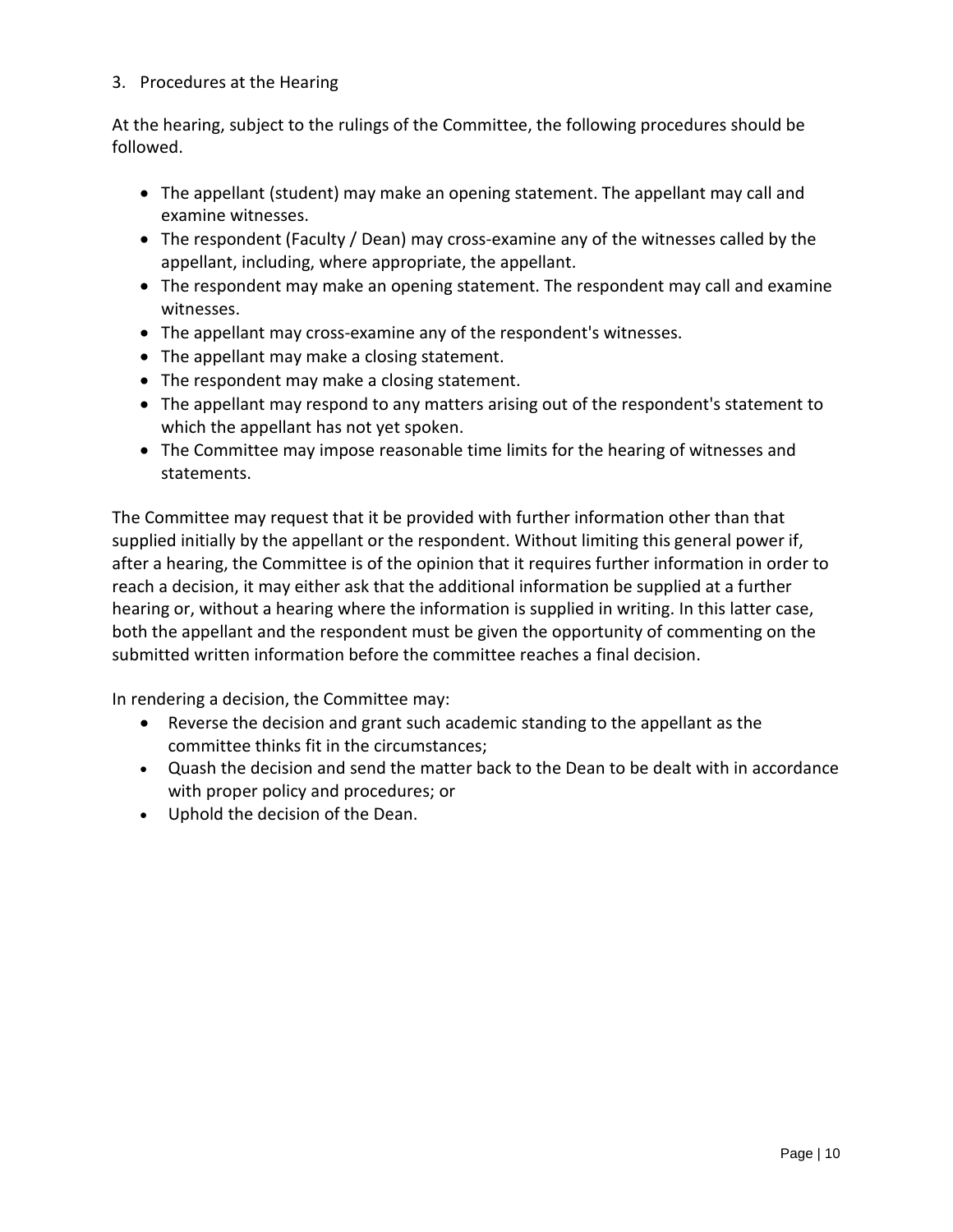3. Procedures at the Hearing

At the hearing, subject to the rulings of the Committee, the following procedures should be followed.

- The appellant (student) may make an opening statement. The appellant may call and examine witnesses.
- The respondent (Faculty / Dean) may cross-examine any of the witnesses called by the appellant, including, where appropriate, the appellant.
- The respondent may make an opening statement. The respondent may call and examine witnesses.
- The appellant may cross-examine any of the respondent's witnesses.
- The appellant may make a closing statement.
- The respondent may make a closing statement.
- The appellant may respond to any matters arising out of the respondent's statement to which the appellant has not yet spoken.
- The Committee may impose reasonable time limits for the hearing of witnesses and statements.

The Committee may request that it be provided with further information other than that supplied initially by the appellant or the respondent. Without limiting this general power if, after a hearing, the Committee is of the opinion that it requires further information in order to reach a decision, it may either ask that the additional information be supplied at a further hearing or, without a hearing where the information is supplied in writing. In this latter case, both the appellant and the respondent must be given the opportunity of commenting on the submitted written information before the committee reaches a final decision.

In rendering a decision, the Committee may:

- Reverse the decision and grant such academic standing to the appellant as the committee thinks fit in the circumstances;
- Quash the decision and send the matter back to the Dean to be dealt with in accordance with proper policy and procedures; or
- Uphold the decision of the Dean.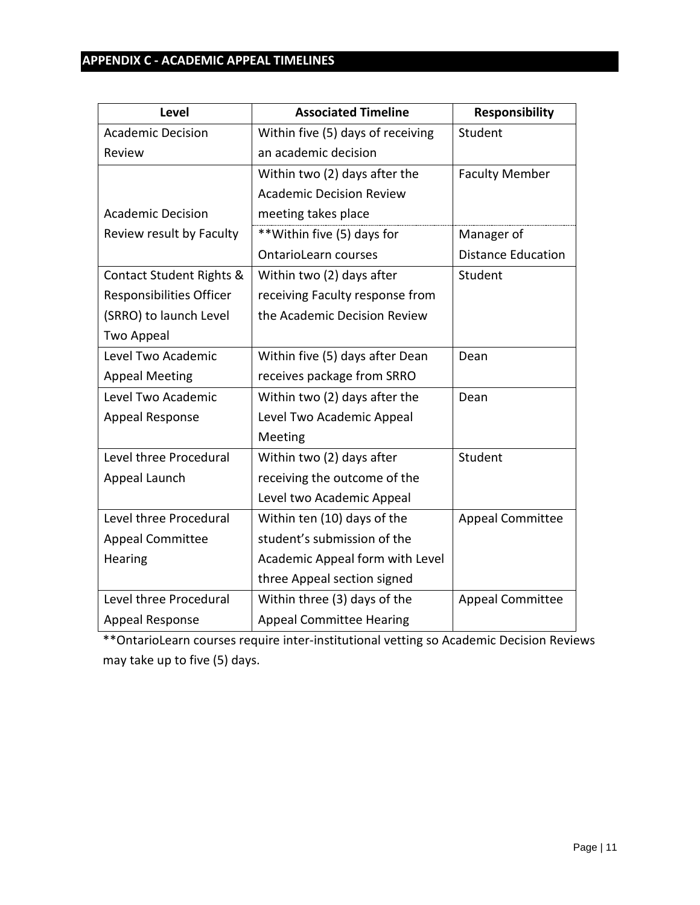## APPENDIX C - ACADEMIC APPEAL TIMELINES

| Level | Associated Timeline | Responsibility |
|---|---|---|
| Academic Decision Review | Within five (5) days of receiving an academic decision | Student |
| Academic Decision Review result by Faculty | Within two (2) days after the Academic Decision Review meeting takes place | Faculty Member |
| | **Within five (5) days for OntarioLearn courses | Manager of Distance Education |
| Contact Student Rights & Responsibilities Officer (SRRO) to launch Level Two Appeal | Within two (2) days after receiving Faculty response from the Academic Decision Review | Student |
| Level Two Academic Appeal Meeting | Within five (5) days after Dean receives package from SRRO | Dean |
| Level Two Academic Appeal Response | Within two (2) days after the Level Two Academic Appeal Meeting | Dean |
| Level three Procedural Appeal Launch | Within two (2) days after receiving the outcome of the Level two Academic Appeal | Student |
| Level three Procedural Appeal Committee Hearing | Within ten (10) days of the student's submission of the Academic Appeal form with Level three Appeal section signed | Appeal Committee |
| Level three Procedural Appeal Response | Within three (3) days of the Appeal Committee Hearing | Appeal Committee |

**OntarioLearn courses require inter-institutional vetting so Academic Decision Reviews may take up to five (5) days.